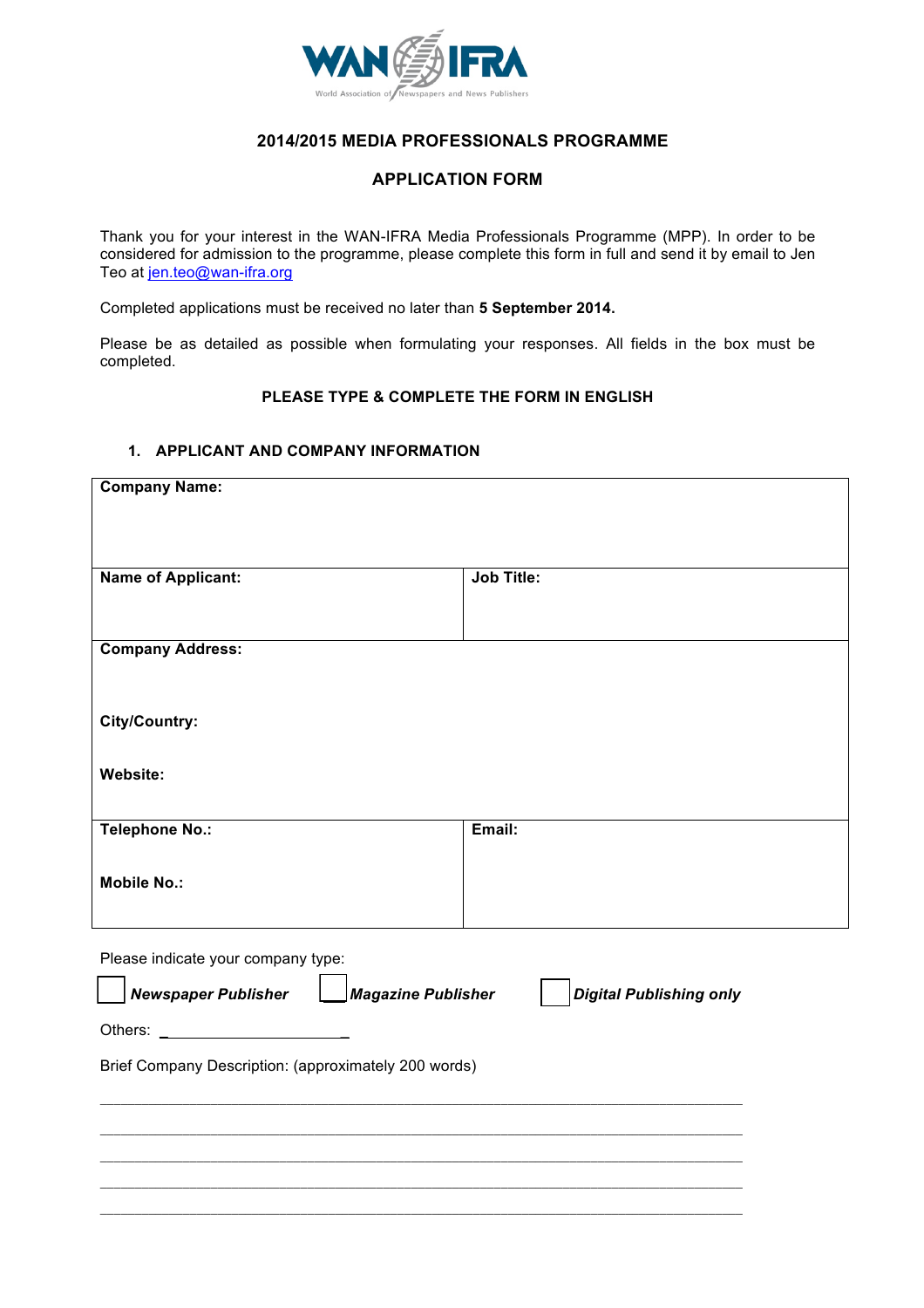WAN IFRA

World Association of Newspapers and News Publishers

## 2014/2015 MEDIA PROFESSIONALS PROGRAMME

## APPLICATION FORM

Thank you for your interest in the WAN-IFRA Media Professionals Programme (MPP). In order to be considered for admission to the programme, please complete this form in full and send it by email to Jen Teo at jen.teo@wan-ifra.org

Completed applications must be received no later than **5 September 2014.**

Please be as detailed as possible when formulating your responses. All fields in the box must be completed.

**PLEASE TYPE & COMPLETE THE FORM IN ENGLISH**

### 1. APPLICANT AND COMPANY INFORMATION

| **Company Name:** | |
|---|---|
| **Name of Applicant:** | **Job Title:** |
| **Company Address:**<br><br>**City/Country:**<br><br>**Website:** | |
| **Telephone No.:**<br><br>**Mobile No.:** | **Email:** |

Please indicate your company type:

☐ ***Newspaper Publisher*** ☐ ***Magazine Publisher*** ☐ ***Digital Publishing only***

Others: ______________________

Brief Company Description: (approximately 200 words)

____________________________________________________________________________

____________________________________________________________________________

____________________________________________________________________________

____________________________________________________________________________

____________________________________________________________________________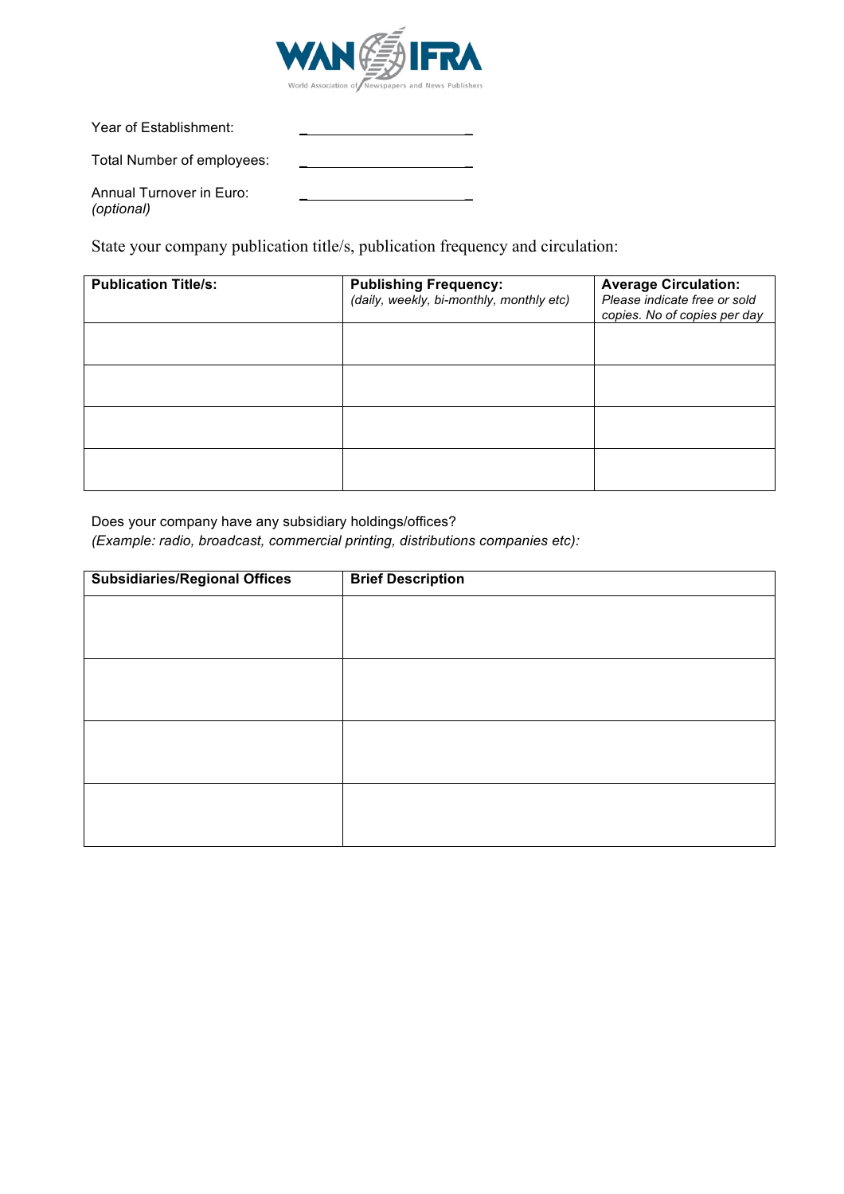WAN IFRA
World Association of Newspapers and News Publishers

Year of Establishment: ______________________

Total Number of employees: ______________________

Annual Turnover in Euro: ______________________
*(optional)*

State your company publication title/s, publication frequency and circulation:

| **Publication Title/s:** | **Publishing Frequency:** *(daily, weekly, bi-monthly, monthly etc)* | **Average Circulation:** *Please indicate free or sold copies. No of copies per day* |
|---|---|---|
| | | |
| | | |
| | | |
| | | |

Does your company have any subsidiary holdings/offices?
*(Example: radio, broadcast, commercial printing, distributions companies etc):*

| **Subsidiaries/Regional Offices** | **Brief Description** |
|---|---|
| | |
| | |
| | |
| | |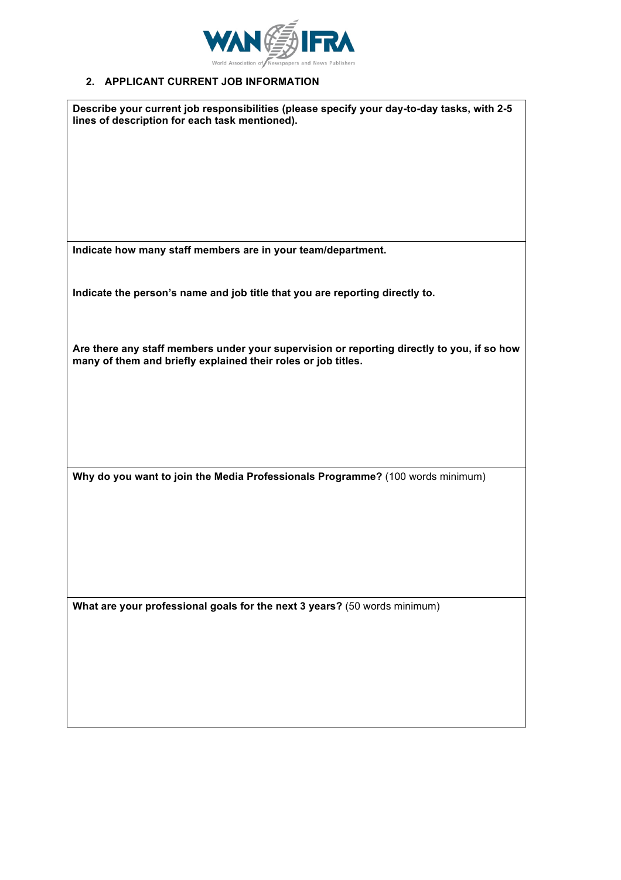## 2. APPLICANT CURRENT JOB INFORMATION

**Describe your current job responsibilities (please specify your day-to-day tasks, with 2-5 lines of description for each task mentioned).**

**Indicate how many staff members are in your team/department.**

**Indicate the person's name and job title that you are reporting directly to.**

**Are there any staff members under your supervision or reporting directly to you, if so how many of them and briefly explained their roles or job titles.**

**Why do you want to join the Media Professionals Programme?** (100 words minimum)

**What are your professional goals for the next 3 years?** (50 words minimum)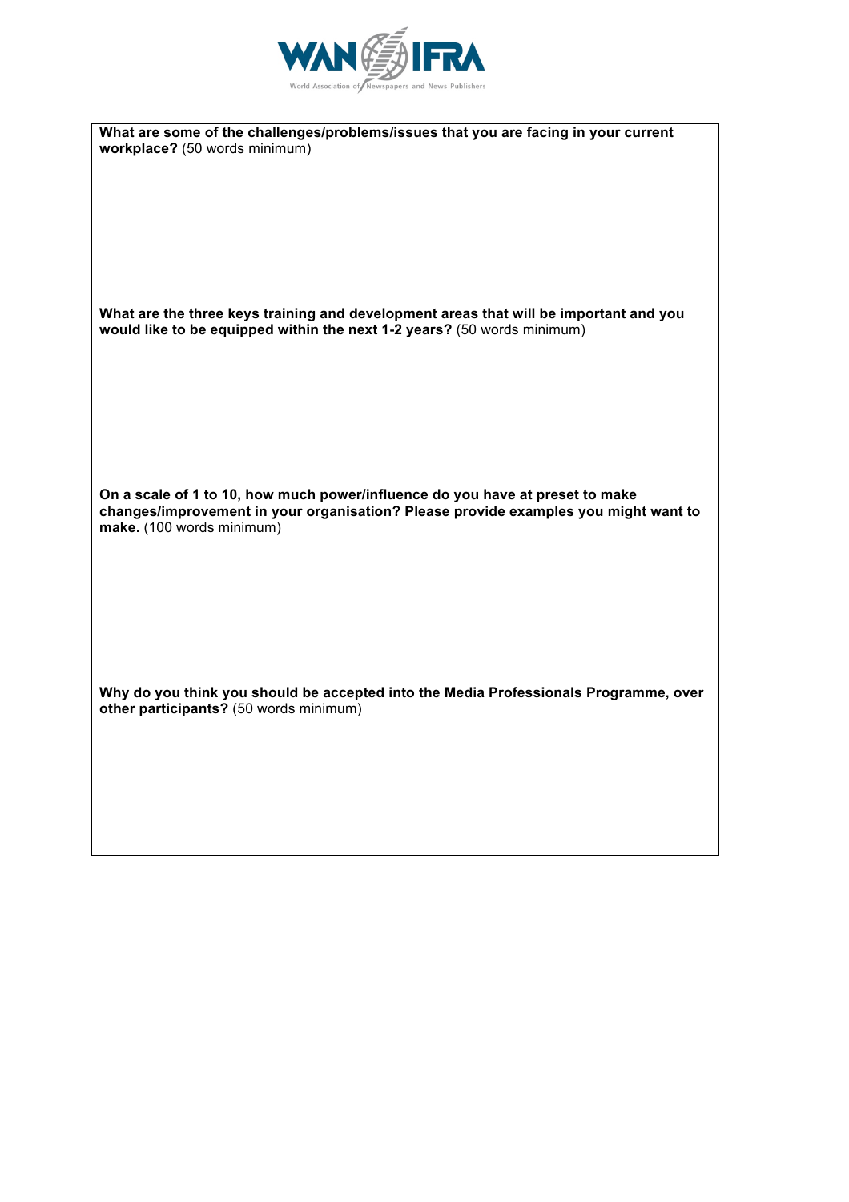**What are some of the challenges/problems/issues that you are facing in your current workplace?** (50 words minimum)

**What are the three keys training and development areas that will be important and you would like to be equipped within the next 1-2 years?** (50 words minimum)

**On a scale of 1 to 10, how much power/influence do you have at preset to make changes/improvement in your organisation? Please provide examples you might want to make.** (100 words minimum)

**Why do you think you should be accepted into the Media Professionals Programme, over other participants?** (50 words minimum)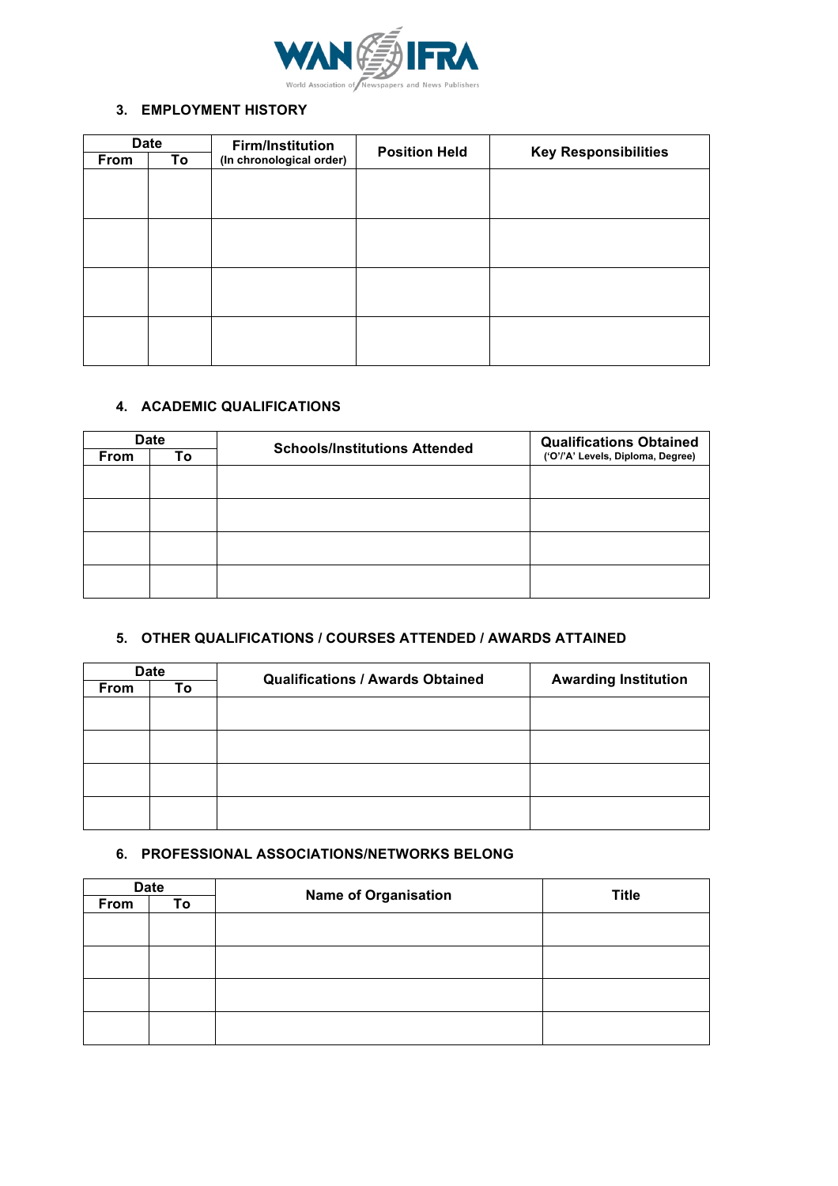## 3. EMPLOYMENT HISTORY

| Date | | Firm/Institution (In chronological order) | Position Held | Key Responsibilities |
|---|---|---|---|---|
| From | To | | | |
| | | | | |
| | | | | |
| | | | | |
| | | | | |

## 4. ACADEMIC QUALIFICATIONS

| Date | | Schools/Institutions Attended | Qualifications Obtained ('O'/'A' Levels, Diploma, Degree) |
|---|---|---|---|
| From | To | | |
| | | | |
| | | | |
| | | | |
| | | | |

## 5. OTHER QUALIFICATIONS / COURSES ATTENDED / AWARDS ATTAINED

| Date | | Qualifications / Awards Obtained | Awarding Institution |
|---|---|---|---|
| From | To | | |
| | | | |
| | | | |
| | | | |
| | | | |

## 6. PROFESSIONAL ASSOCIATIONS/NETWORKS BELONG

| Date | | Name of Organisation | Title |
|---|---|---|---|
| From | To | | |
| | | | |
| | | | |
| | | | |
| | | | |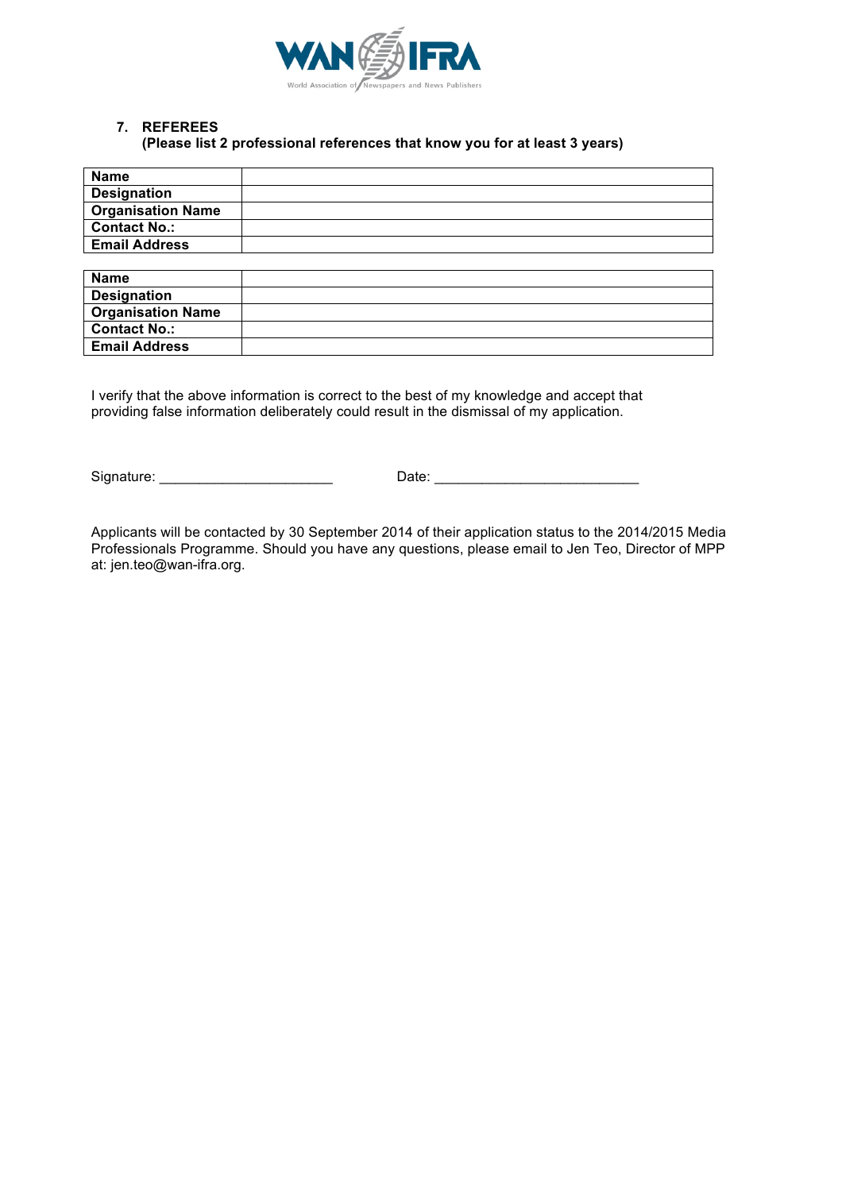## 7. REFEREES
**(Please list 2 professional references that know you for at least 3 years)**

| | |
|---|---|
| **Name** | |
| **Designation** | |
| **Organisation Name** | |
| **Contact No.:** | |
| **Email Address** | |

| | |
|---|---|
| **Name** | |
| **Designation** | |
| **Organisation Name** | |
| **Contact No.:** | |
| **Email Address** | |

I verify that the above information is correct to the best of my knowledge and accept that providing false information deliberately could result in the dismissal of my application.

Signature: ______________________ Date: __________________________

Applicants will be contacted by 30 September 2014 of their application status to the 2014/2015 Media Professionals Programme. Should you have any questions, please email to Jen Teo, Director of MPP at: jen.teo@wan-ifra.org.